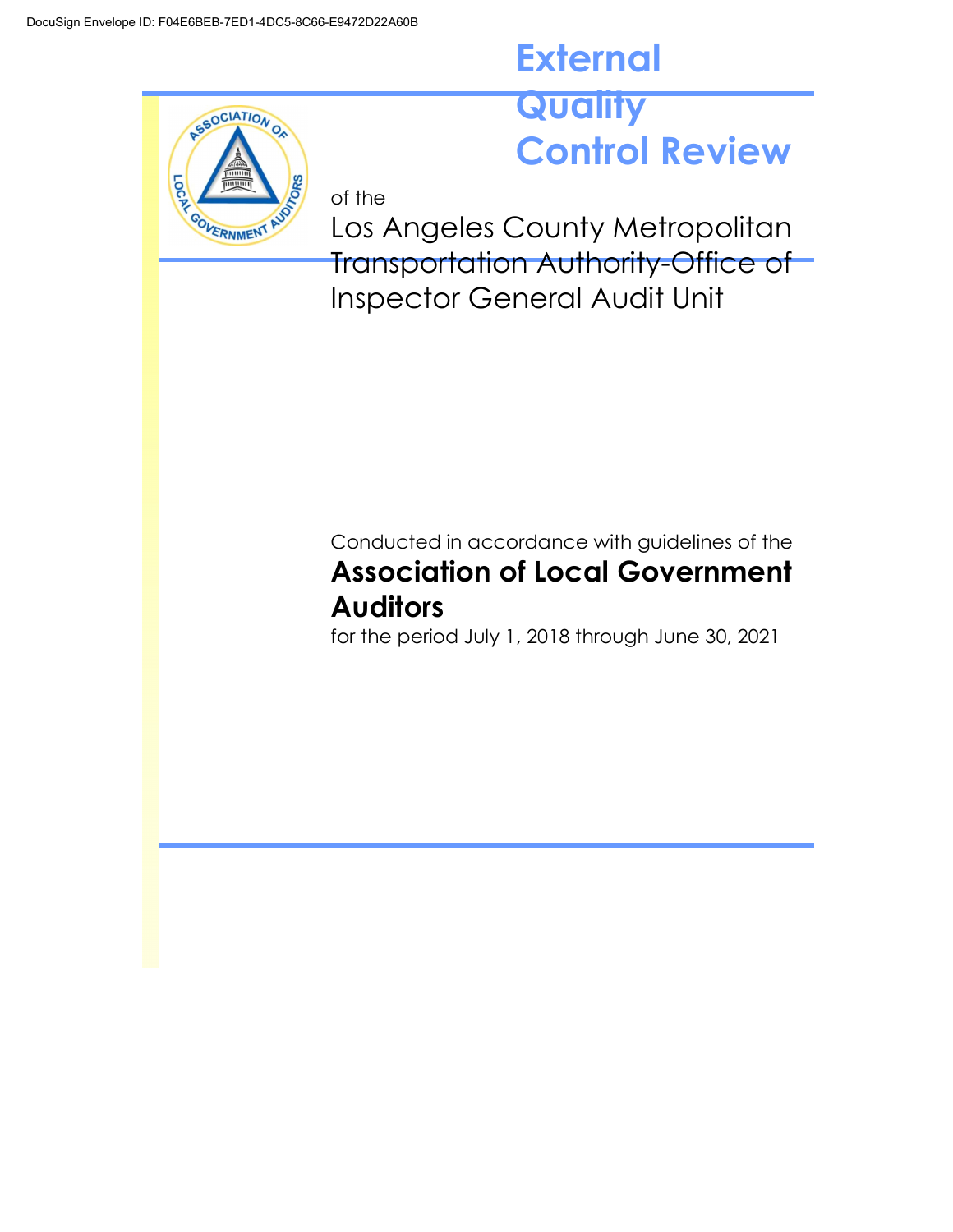DocuSign Envelope ID: F04E6BEB-7ED1-4DC5-8C66-E9472D22A60B

# External Quality Control Review

of the

## Los Angeles County Metropolitan Transportation Authority-Office of Inspector General Audit Unit

Conducted in accordance with guidelines of the

**Association of Local Government Auditors**

for the period July 1, 2018 through June 30, 2021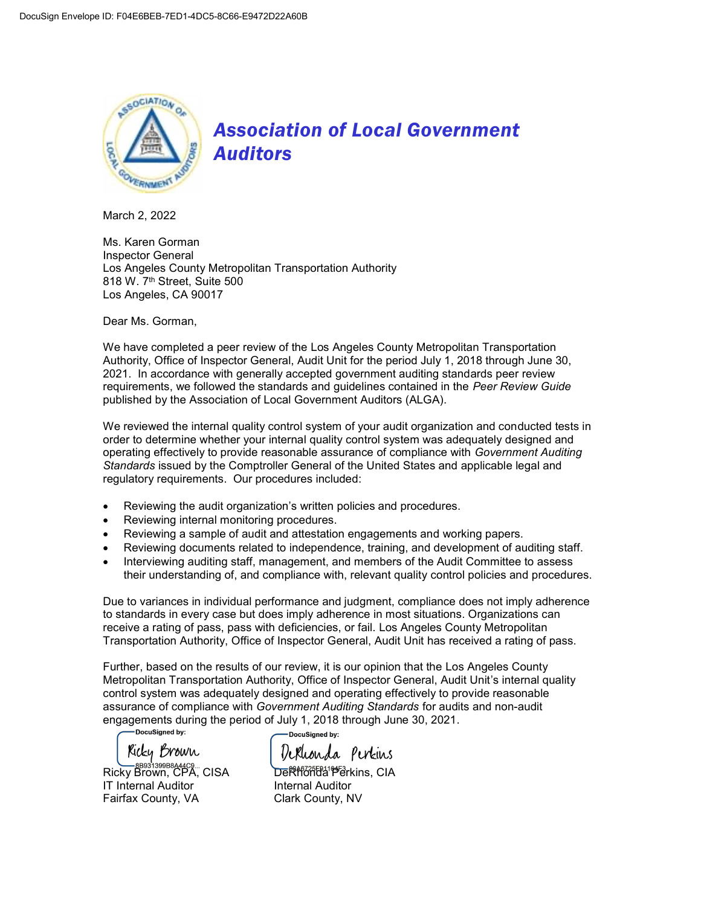DocuSign Envelope ID: F04E6BEB-7ED1-4DC5-8C66-E9472D22A60B

# *Association of Local Government Auditors*

March 2, 2022

Ms. Karen Gorman
Inspector General
Los Angeles County Metropolitan Transportation Authority
818 W. 7th Street, Suite 500
Los Angeles, CA 90017

Dear Ms. Gorman,

We have completed a peer review of the Los Angeles County Metropolitan Transportation Authority, Office of Inspector General, Audit Unit for the period July 1, 2018 through June 30, 2021. In accordance with generally accepted government auditing standards peer review requirements, we followed the standards and guidelines contained in the *Peer Review Guide* published by the Association of Local Government Auditors (ALGA).

We reviewed the internal quality control system of your audit organization and conducted tests in order to determine whether your internal quality control system was adequately designed and operating effectively to provide reasonable assurance of compliance with *Government Auditing Standards* issued by the Comptroller General of the United States and applicable legal and regulatory requirements. Our procedures included:

- Reviewing the audit organization's written policies and procedures.
- Reviewing internal monitoring procedures.
- Reviewing a sample of audit and attestation engagements and working papers.
- Reviewing documents related to independence, training, and development of auditing staff.
- Interviewing auditing staff, management, and members of the Audit Committee to assess their understanding of, and compliance with, relevant quality control policies and procedures.

Due to variances in individual performance and judgment, compliance does not imply adherence to standards in every case but does imply adherence in most situations. Organizations can receive a rating of pass, pass with deficiencies, or fail. Los Angeles County Metropolitan Transportation Authority, Office of Inspector General, Audit Unit has received a rating of pass.

Further, based on the results of our review, it is our opinion that the Los Angeles County Metropolitan Transportation Authority, Office of Inspector General, Audit Unit's internal quality control system was adequately designed and operating effectively to provide reasonable assurance of compliance with *Government Auditing Standards* for audits and non-audit engagements during the period of July 1, 2018 through June 30, 2021.

DocuSigned by:
Ricky Brown
8B931399B8A44C9...
Ricky Brown, CPA, CISA
IT Internal Auditor
Fairfax County, VA

DocuSigned by:
DeRhonda Perkins
89A6725F81164F3...
DeRhonda Perkins, CIA
Internal Auditor
Clark County, NV